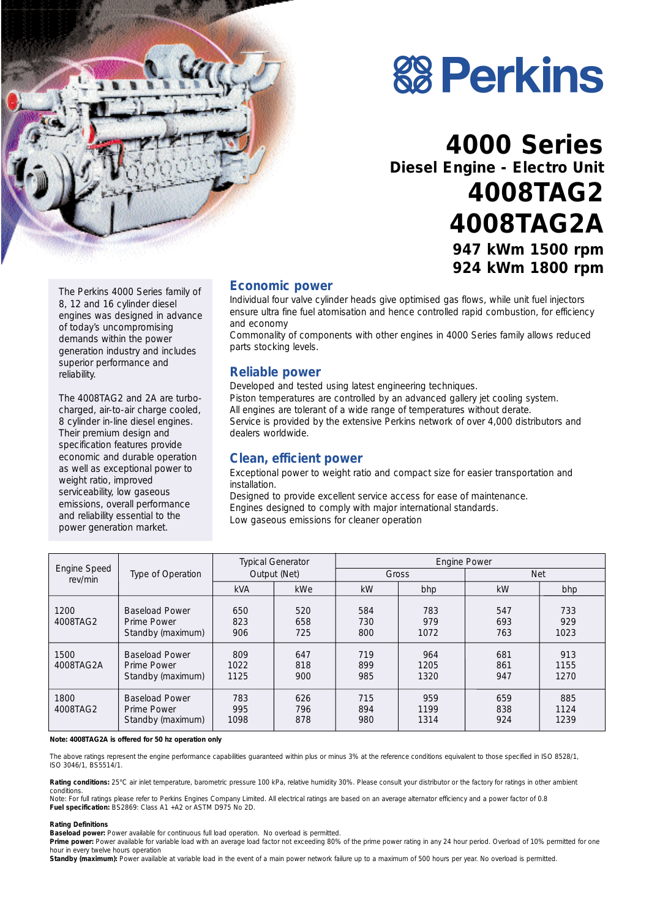# Perkins

# 4000 Series

## Diesel Engine - Electro Unit

# 4008TAG2

# 4008TAG2A

### 947 kWm 1500 rpm
### 924 kWm 1800 rpm

The Perkins 4000 Series family of 8, 12 and 16 cylinder diesel engines was designed in advance of today's uncompromising demands within the power generation industry and includes superior performance and reliability.

The 4008TAG2 and 2A are turbo-charged, air-to-air charge cooled, 8 cylinder in-line diesel engines. Their premium design and specification features provide economic and durable operation as well as exceptional power to weight ratio, improved serviceability, low gaseous emissions, overall performance and reliability essential to the power generation market.

## Economic power

Individual four valve cylinder heads give optimised gas flows, while unit fuel injectors ensure ultra fine fuel atomisation and hence controlled rapid combustion, for efficiency and economy

Commonality of components with other engines in 4000 Series family allows reduced parts stocking levels.

## Reliable power

Developed and tested using latest engineering techniques.

Piston temperatures are controlled by an advanced gallery jet cooling system.

All engines are tolerant of a wide range of temperatures without derate.

Service is provided by the extensive Perkins network of over 4,000 distributors and dealers worldwide.

## Clean, efficient power

Exceptional power to weight ratio and compact size for easier transportation and installation.

Designed to provide excellent service access for ease of maintenance.

Engines designed to comply with major international standards.

Low gaseous emissions for cleaner operation

| Engine Speed rev/min | Type of Operation | Typical Generator Output (Net) | | Engine Power | | | |
|---|---|---|---|---|---|---|---|
| | | | | Gross | | Net | |
| | | kVA | kWe | kW | bhp | kW | bhp |
| 1200 4008TAG2 | Baseload Power | 650 | 520 | 584 | 783 | 547 | 733 |
| | Prime Power | 823 | 658 | 730 | 979 | 693 | 929 |
| | Standby (maximum) | 906 | 725 | 800 | 1072 | 763 | 1023 |
| 1500 4008TAG2A | Baseload Power | 809 | 647 | 719 | 964 | 681 | 913 |
| | Prime Power | 1022 | 818 | 899 | 1205 | 861 | 1155 |
| | Standby (maximum) | 1125 | 900 | 985 | 1320 | 947 | 1270 |
| 1800 4008TAG2 | Baseload Power | 783 | 626 | 715 | 959 | 659 | 885 |
| | Prime Power | 995 | 796 | 894 | 1199 | 838 | 1124 |
| | Standby (maximum) | 1098 | 878 | 980 | 1314 | 924 | 1239 |

**Note: 4008TAG2A is offered for 50 hz operation only**

The above ratings represent the engine performance capabilities guaranteed within plus or minus 3% at the reference conditions equivalent to those specified in ISO 8528/1, ISO 3046/1, BS5514/1.

**Rating conditions:** 25°C air inlet temperature, barometric pressure 100 kPa, relative humidity 30%. Please consult your distributor or the factory for ratings in other ambient conditions.

Note: For full ratings please refer to Perkins Engines Company Limited. All electrical ratings are based on an average alternator efficiency and a power factor of 0.8

**Fuel specification:** BS2869: Class A1 +A2 or ASTM D975 No 2D.

**Rating Definitions**

**Baseload power:** Power available for continuous full load operation. No overload is permitted.

**Prime power:** Power available for variable load with an average load factor not exceeding 80% of the prime power rating in any 24 hour period. Overload of 10% permitted for one hour in every twelve hours operation

**Standby (maximum):** Power available at variable load in the event of a main power network failure up to a maximum of 500 hours per year. No overload is permitted.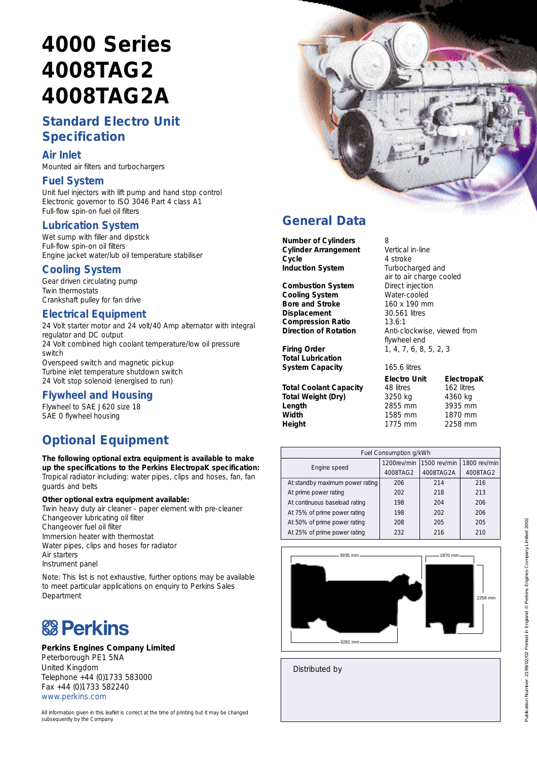# 4000 Series 4008TAG2 4008TAG2A

## Standard Electro Unit Specification

### Air Inlet

Mounted air filters and turbochargers

### Fuel System

Unit fuel injectors with lift pump and hand stop control
Electronic governor to ISO 3046 Part 4 class A1
Full-flow spin-on fuel oil filters

### Lubrication System

Wet sump with filler and dipstick
Full-flow spin-on oil filters
Engine jacket water/lub oil temperature stabiliser

### Cooling System

Gear driven circulating pump
Twin thermostats
Crankshaft pulley for fan drive

### Electrical Equipment

24 Volt starter motor and 24 volt/40 Amp alternator with integral regulator and DC output
24 Volt combined high coolant temperature/low oil pressure switch
Overspeed switch and magnetic pickup
Turbine inlet temperature shutdown switch
24 Volt stop solenoid (energised to run)

### Flywheel and Housing

Flywheel to SAE J620 size 18
SAE 0 flywheel housing

## Optional Equipment

**The following optional extra equipment is available to make up the specifications to the Perkins ElectropaK specification:**
Tropical radiator including: water pipes, clips and hoses, fan, fan guards and belts

**Other optional extra equipment available:**
Twin heavy duty air cleaner - paper element with pre-cleaner
Changeover lubricating oil filter
Changeover fuel oil filter
Immersion heater with thermostat
Water pipes, clips and hoses for radiator
Air starters
Instrument panel

Note: This list is not exhaustive, further options may be available to meet particular applications on enquiry to Perkins Sales Department

## General Data

| | | |
|---|---|---|
| **Number of Cylinders** | 8 | |
| **Cylinder Arrangement** | Vertical in-line | |
| **Cycle** | 4 stroke | |
| **Induction System** | Turbocharged and air to air charge cooled | |
| **Combustion System** | Direct injection | |
| **Cooling System** | Water-cooled | |
| **Bore and Stroke** | 160 x 190 mm | |
| **Displacement** | 30.561 litres | |
| **Compression Ratio** | 13.6:1 | |
| **Direction of Rotation** | Anti-clockwise, viewed from flywheel end | |
| **Firing Order** | 1, 4, 7, 6, 8, 5, 2, 3 | |
| **Total Lubrication System Capacity** | 165.6 litres | |
| | **Electro Unit** | **ElectropaK** |
| **Total Coolant Capacity** | 48 litres | 162 litres |
| **Total Weight (Dry)** | 3250 kg | 4360 kg |
| **Length** | 2855 mm | 3935 mm |
| **Width** | 1585 mm | 1870 mm |
| **Height** | 1775 mm | 2258 mm |

| Fuel Consumption g/kWh | | | |
|---|---|---|---|
| Engine speed | 1200rev/min | 1500 rev/min | 1800 rev/min |
| | 4008TAG2 | 4008TAG2A | 4008TAG2 |
| At standby maximum power rating | 206 | 214 | 216 |
| At prime power rating | 202 | 218 | 213 |
| At continuous baseload rating | 198 | 204 | 206 |
| At 75% of prime power rating | 198 | 202 | 206 |
| At 50% of prime power rating | 208 | 205 | 205 |
| At 25% of prime power rating | 232 | 216 | 210 |

3935 mm
1870 mm
2258 mm
3281 mm

Distributed by

**Perkins Engines Company Limited**
Peterborough PE1 5NA
United Kingdom
Telephone +44 (0)1733 583000
Fax +44 (0)1733 582240
www.perkins.com

All information given in this leaflet is correct at the time of printing but it may be changed subsequently by the Company

Publication Number: 2199/02/02 Printed in England © Perkins Engines Company Limited 2002